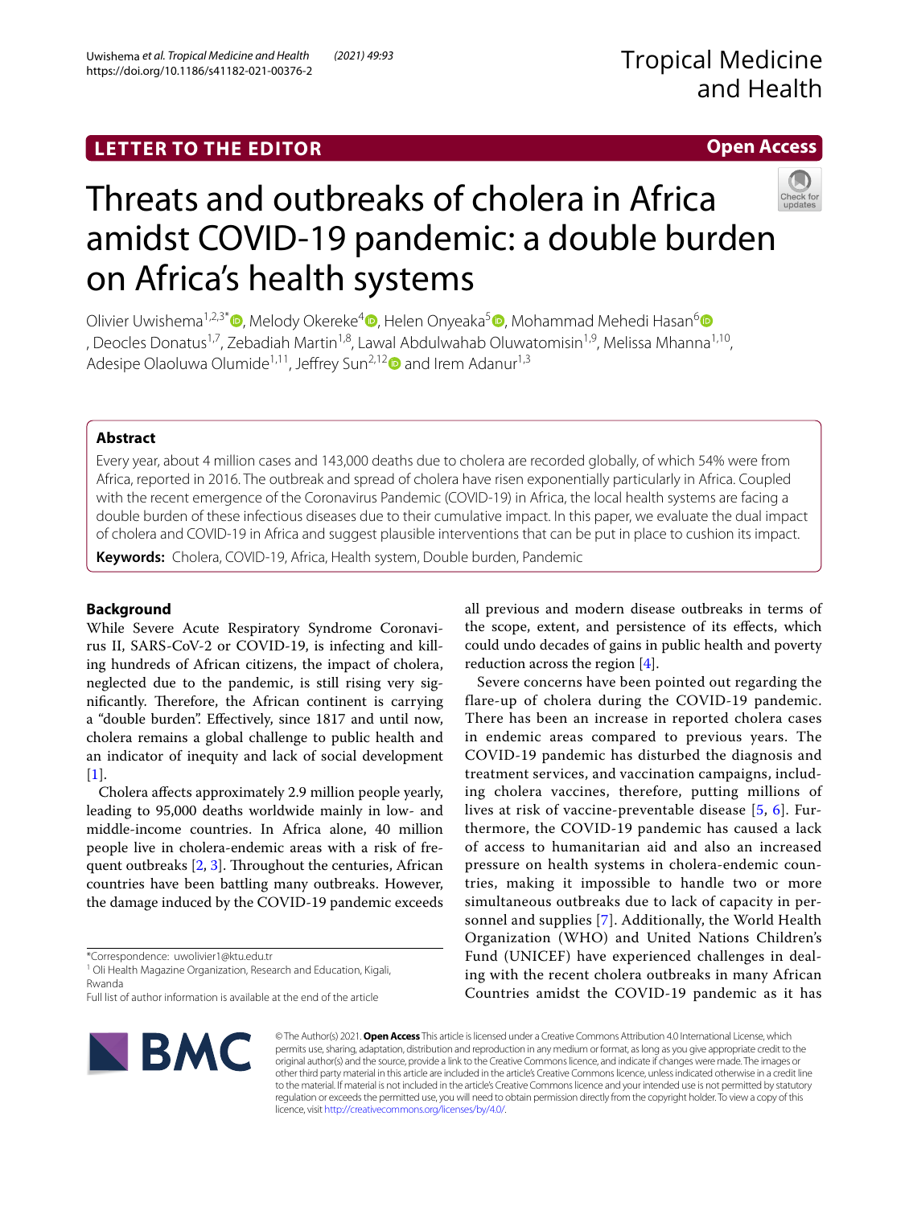LETTER TO THE EDITOR

Open Access

# Threats and outbreaks of cholera in Africa amidst COVID-19 pandemic: a double burden on Africa's health systems

Olivier Uwishema[1,2,3*], Melody Okereke[4], Helen Onyeaka[5], Mohammad Mehedi Hasan[6], Deocles Donatus[1,7], Zebadiah Martin[1,8], Lawal Abdulwahab Oluwatomisin[1,9], Melissa Mhanna[1,10], Adesipe Olaoluwa Olumide[1,11], Jeffrey Sun[2,12] and Irem Adanur[1,3]

## Abstract

Every year, about 4 million cases and 143,000 deaths due to cholera are recorded globally, of which 54% were from Africa, reported in 2016. The outbreak and spread of cholera have risen exponentially particularly in Africa. Coupled with the recent emergence of the Coronavirus Pandemic (COVID-19) in Africa, the local health systems are facing a double burden of these infectious diseases due to their cumulative impact. In this paper, we evaluate the dual impact of cholera and COVID-19 in Africa and suggest plausible interventions that can be put in place to cushion its impact.

**Keywords:** Cholera, COVID-19, Africa, Health system, Double burden, Pandemic

## Background

While Severe Acute Respiratory Syndrome Coronavirus II, SARS-CoV-2 or COVID-19, is infecting and killing hundreds of African citizens, the impact of cholera, neglected due to the pandemic, is still rising very significantly. Therefore, the African continent is carrying a "double burden". Effectively, since 1817 and until now, cholera remains a global challenge to public health and an indicator of inequity and lack of social development [1].

Cholera affects approximately 2.9 million people yearly, leading to 95,000 deaths worldwide mainly in low- and middle-income countries. In Africa alone, 40 million people live in cholera-endemic areas with a risk of frequent outbreaks [2, 3]. Throughout the centuries, African countries have been battling many outbreaks. However, the damage induced by the COVID-19 pandemic exceeds all previous and modern disease outbreaks in terms of the scope, extent, and persistence of its effects, which could undo decades of gains in public health and poverty reduction across the region [4].

Severe concerns have been pointed out regarding the flare-up of cholera during the COVID-19 pandemic. There has been an increase in reported cholera cases in endemic areas compared to previous years. The COVID-19 pandemic has disturbed the diagnosis and treatment services, and vaccination campaigns, including cholera vaccines, therefore, putting millions of lives at risk of vaccine-preventable disease [5, 6]. Furthermore, the COVID-19 pandemic has caused a lack of access to humanitarian aid and also an increased pressure on health systems in cholera-endemic countries, making it impossible to handle two or more simultaneous outbreaks due to lack of capacity in personnel and supplies [7]. Additionally, the World Health Organization (WHO) and United Nations Children's Fund (UNICEF) have experienced challenges in dealing with the recent cholera outbreaks in many African Countries amidst the COVID-19 pandemic as it has

*Correspondence: uwolivier1@ktu.edu.tr

[1] Oli Health Magazine Organization, Research and Education, Kigali, Rwanda

Full list of author information is available at the end of the article

© The Author(s) 2021. **Open Access** This article is licensed under a Creative Commons Attribution 4.0 International License, which permits use, sharing, adaptation, distribution and reproduction in any medium or format, as long as you give appropriate credit to the original author(s) and the source, provide a link to the Creative Commons licence, and indicate if changes were made. The images or other third party material in this article are included in the article's Creative Commons licence, unless indicated otherwise in a credit line to the material. If material is not included in the article's Creative Commons licence and your intended use is not permitted by statutory regulation or exceeds the permitted use, you will need to obtain permission directly from the copyright holder. To view a copy of this licence, visit http://creativecommons.org/licenses/by/4.0/.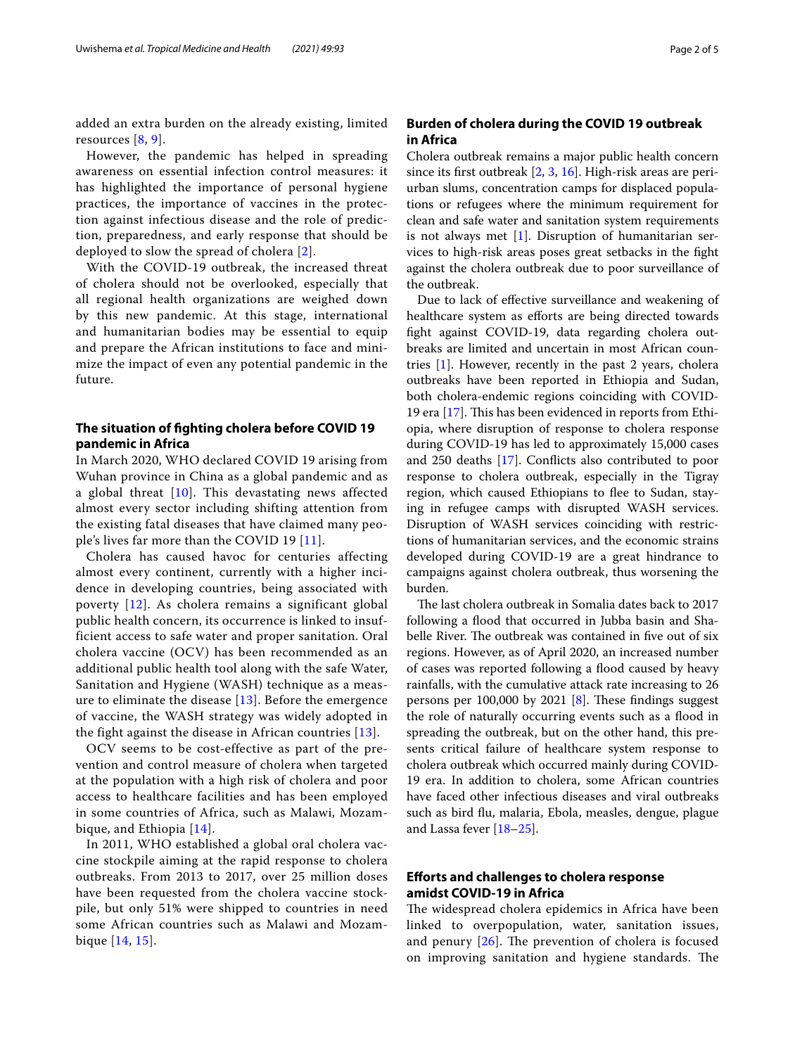added an extra burden on the already existing, limited resources [8, 9].

However, the pandemic has helped in spreading awareness on essential infection control measures: it has highlighted the importance of personal hygiene practices, the importance of vaccines in the protection against infectious disease and the role of prediction, preparedness, and early response that should be deployed to slow the spread of cholera [2].

With the COVID-19 outbreak, the increased threat of cholera should not be overlooked, especially that all regional health organizations are weighed down by this new pandemic. At this stage, international and humanitarian bodies may be essential to equip and prepare the African institutions to face and minimize the impact of even any potential pandemic in the future.

## The situation of fighting cholera before COVID 19 pandemic in Africa

In March 2020, WHO declared COVID 19 arising from Wuhan province in China as a global pandemic and as a global threat [10]. This devastating news affected almost every sector including shifting attention from the existing fatal diseases that have claimed many people's lives far more than the COVID 19 [11].

Cholera has caused havoc for centuries affecting almost every continent, currently with a higher incidence in developing countries, being associated with poverty [12]. As cholera remains a significant global public health concern, its occurrence is linked to insufficient access to safe water and proper sanitation. Oral cholera vaccine (OCV) has been recommended as an additional public health tool along with the safe Water, Sanitation and Hygiene (WASH) technique as a measure to eliminate the disease [13]. Before the emergence of vaccine, the WASH strategy was widely adopted in the fight against the disease in African countries [13].

OCV seems to be cost-effective as part of the prevention and control measure of cholera when targeted at the population with a high risk of cholera and poor access to healthcare facilities and has been employed in some countries of Africa, such as Malawi, Mozambique, and Ethiopia [14].

In 2011, WHO established a global oral cholera vaccine stockpile aiming at the rapid response to cholera outbreaks. From 2013 to 2017, over 25 million doses have been requested from the cholera vaccine stockpile, but only 51% were shipped to countries in need some African countries such as Malawi and Mozambique [14, 15].

## Burden of cholera during the COVID 19 outbreak in Africa

Cholera outbreak remains a major public health concern since its first outbreak [2, 3, 16]. High-risk areas are peri-urban slums, concentration camps for displaced populations or refugees where the minimum requirement for clean and safe water and sanitation system requirements is not always met [1]. Disruption of humanitarian services to high-risk areas poses great setbacks in the fight against the cholera outbreak due to poor surveillance of the outbreak.

Due to lack of effective surveillance and weakening of healthcare system as efforts are being directed towards fight against COVID-19, data regarding cholera outbreaks are limited and uncertain in most African countries [1]. However, recently in the past 2 years, cholera outbreaks have been reported in Ethiopia and Sudan, both cholera-endemic regions coinciding with COVID-19 era [17]. This has been evidenced in reports from Ethiopia, where disruption of response to cholera response during COVID-19 has led to approximately 15,000 cases and 250 deaths [17]. Conflicts also contributed to poor response to cholera outbreak, especially in the Tigray region, which caused Ethiopians to flee to Sudan, staying in refugee camps with disrupted WASH services. Disruption of WASH services coinciding with restrictions of humanitarian services, and the economic strains developed during COVID-19 are a great hindrance to campaigns against cholera outbreak, thus worsening the burden.

The last cholera outbreak in Somalia dates back to 2017 following a flood that occurred in Jubba basin and Shabelle River. The outbreak was contained in five out of six regions. However, as of April 2020, an increased number of cases was reported following a flood caused by heavy rainfalls, with the cumulative attack rate increasing to 26 persons per 100,000 by 2021 [8]. These findings suggest the role of naturally occurring events such as a flood in spreading the outbreak, but on the other hand, this presents critical failure of healthcare system response to cholera outbreak which occurred mainly during COVID-19 era. In addition to cholera, some African countries have faced other infectious diseases and viral outbreaks such as bird flu, malaria, Ebola, measles, dengue, plague and Lassa fever [18–25].

## Efforts and challenges to cholera response amidst COVID-19 in Africa

The widespread cholera epidemics in Africa have been linked to overpopulation, water, sanitation issues, and penury [26]. The prevention of cholera is focused on improving sanitation and hygiene standards. The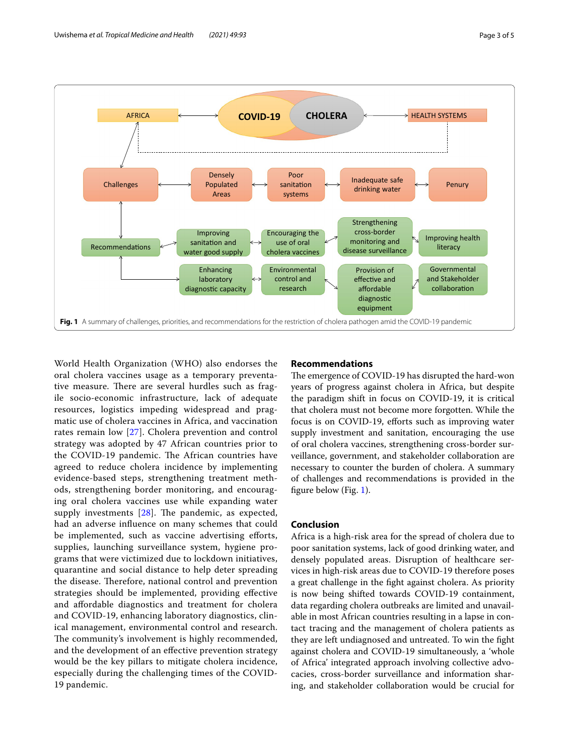AFRICA

COVID-19

CHOLERA

HEALTH SYSTEMS

Challenges

Densely Populated Areas

Poor sanitation systems

Inadequate safe drinking water

Penury

Recommendations

Improving sanitation and water good supply

Encouraging the use of oral cholera vaccines

Strengthening cross-border monitoring and disease surveillance

Improving health literacy

Enhancing laboratory diagnostic capacity

Environmental control and research

Provision of effective and affordable diagnostic equipment

Governmental and Stakeholder collaboration

**Fig. 1** A summary of challenges, priorities, and recommendations for the restriction of cholera pathogen amid the COVID-19 pandemic

World Health Organization (WHO) also endorses the oral cholera vaccines usage as a temporary preventative measure. There are several hurdles such as fragile socio-economic infrastructure, lack of adequate resources, logistics impeding widespread and pragmatic use of cholera vaccines in Africa, and vaccination rates remain low [27]. Cholera prevention and control strategy was adopted by 47 African countries prior to the COVID-19 pandemic. The African countries have agreed to reduce cholera incidence by implementing evidence-based steps, strengthening treatment methods, strengthening border monitoring, and encouraging oral cholera vaccines use while expanding water supply investments [28]. The pandemic, as expected, had an adverse influence on many schemes that could be implemented, such as vaccine advertising efforts, supplies, launching surveillance system, hygiene programs that were victimized due to lockdown initiatives, quarantine and social distance to help deter spreading the disease. Therefore, national control and prevention strategies should be implemented, providing effective and affordable diagnostics and treatment for cholera and COVID-19, enhancing laboratory diagnostics, clinical management, environmental control and research. The community's involvement is highly recommended, and the development of an effective prevention strategy would be the key pillars to mitigate cholera incidence, especially during the challenging times of the COVID-19 pandemic.

## Recommendations

The emergence of COVID-19 has disrupted the hard-won years of progress against cholera in Africa, but despite the paradigm shift in focus on COVID-19, it is critical that cholera must not become more forgotten. While the focus is on COVID-19, efforts such as improving water supply investment and sanitation, encouraging the use of oral cholera vaccines, strengthening cross-border surveillance, government, and stakeholder collaboration are necessary to counter the burden of cholera. A summary of challenges and recommendations is provided in the figure below (Fig. 1).

## Conclusion

Africa is a high-risk area for the spread of cholera due to poor sanitation systems, lack of good drinking water, and densely populated areas. Disruption of healthcare services in high-risk areas due to COVID-19 therefore poses a great challenge in the fight against cholera. As priority is now being shifted towards COVID-19 containment, data regarding cholera outbreaks are limited and unavailable in most African countries resulting in a lapse in contact tracing and the management of cholera patients as they are left undiagnosed and untreated. To win the fight against cholera and COVID-19 simultaneously, a 'whole of Africa' integrated approach involving collective advocacies, cross-border surveillance and information sharing, and stakeholder collaboration would be crucial for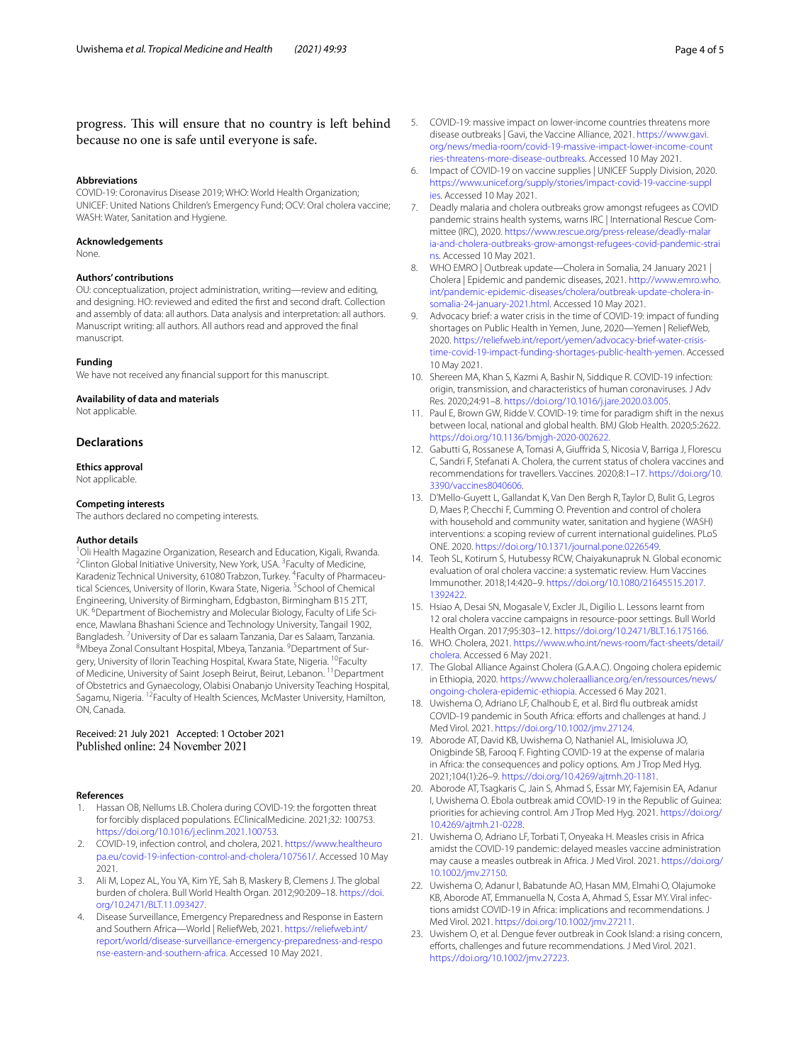progress. This will ensure that no country is left behind because no one is safe until everyone is safe.

#### Abbreviations
COVID-19: Coronavirus Disease 2019; WHO: World Health Organization; UNICEF: United Nations Children's Emergency Fund; OCV: Oral cholera vaccine; WASH: Water, Sanitation and Hygiene.

#### Acknowledgements
None.

#### Authors' contributions
OU: conceptualization, project administration, writing—review and editing, and designing. HO: reviewed and edited the first and second draft. Collection and assembly of data: all authors. Data analysis and interpretation: all authors. Manuscript writing: all authors. All authors read and approved the final manuscript.

#### Funding
We have not received any financial support for this manuscript.

#### Availability of data and materials
Not applicable.

## Declarations

#### Ethics approval
Not applicable.

#### Competing interests
The authors declared no competing interests.

#### Author details
[1]Oli Health Magazine Organization, Research and Education, Kigali, Rwanda. [2]Clinton Global Initiative University, New York, USA. [3]Faculty of Medicine, Karadeniz Technical University, 61080 Trabzon, Turkey. [4]Faculty of Pharmaceutical Sciences, University of Ilorin, Kwara State, Nigeria. [5]School of Chemical Engineering, University of Birmingham, Edgbaston, Birmingham B15 2TT, UK. [6]Department of Biochemistry and Molecular Biology, Faculty of Life Science, Mawlana Bhashani Science and Technology University, Tangail 1902, Bangladesh. [7]University of Dar es salaam Tanzania, Dar es Salaam, Tanzania. [8]Mbeya Zonal Consultant Hospital, Mbeya, Tanzania. [9]Department of Surgery, University of Ilorin Teaching Hospital, Kwara State, Nigeria. [10]Faculty of Medicine, University of Saint Joseph Beirut, Beirut, Lebanon. [11]Department of Obstetrics and Gynaecology, Olabisi Onabanjo University Teaching Hospital, Sagamu, Nigeria. [12]Faculty of Health Sciences, McMaster University, Hamilton, ON, Canada.

Received: 21 July 2021 Accepted: 1 October 2021
Published online: 24 November 2021

#### References
1. Hassan OB, Nellums LB. Cholera during COVID-19: the forgotten threat for forcibly displaced populations. EClinicalMedicine. 2021;32: 100753. https://doi.org/10.1016/j.eclinm.2021.100753.
2. COVID-19, infection control, and cholera, 2021. https://www.healtheuropa.eu/covid-19-infection-control-and-cholera/107561/. Accessed 10 May 2021.
3. Ali M, Lopez AL, You YA, Kim YE, Sah B, Maskery B, Clemens J. The global burden of cholera. Bull World Health Organ. 2012;90:209–18. https://doi.org/10.2471/BLT.11.093427.
4. Disease Surveillance, Emergency Preparedness and Response in Eastern and Southern Africa—World | ReliefWeb, 2021. https://reliefweb.int/report/world/disease-surveillance-emergency-preparedness-and-response-eastern-and-southern-africa. Accessed 10 May 2021.
5. COVID-19: massive impact on lower-income countries threatens more disease outbreaks | Gavi, the Vaccine Alliance, 2021. https://www.gavi.org/news/media-room/covid-19-massive-impact-lower-income-countries-threatens-more-disease-outbreaks. Accessed 10 May 2021.
6. Impact of COVID-19 on vaccine supplies | UNICEF Supply Division, 2020. https://www.unicef.org/supply/stories/impact-covid-19-vaccine-supplies. Accessed 10 May 2021.
7. Deadly malaria and cholera outbreaks grow amongst refugees as COVID pandemic strains health systems, warns IRC | International Rescue Committee (IRC), 2020. https://www.rescue.org/press-release/deadly-malaria-and-cholera-outbreaks-grow-amongst-refugees-covid-pandemic-strains. Accessed 10 May 2021.
8. WHO EMRO | Outbreak update—Cholera in Somalia, 24 January 2021 | Cholera | Epidemic and pandemic diseases, 2021. http://www.emro.who.int/pandemic-epidemic-diseases/cholera/outbreak-update-cholera-in-somalia-24-january-2021.html. Accessed 10 May 2021.
9. Advocacy brief: a water crisis in the time of COVID-19: impact of funding shortages on Public Health in Yemen, June, 2020—Yemen | ReliefWeb, 2020. https://reliefweb.int/report/yemen/advocacy-brief-water-crisis-time-covid-19-impact-funding-shortages-public-health-yemen. Accessed 10 May 2021.
10. Shereen MA, Khan S, Kazmi A, Bashir N, Siddique R. COVID-19 infection: origin, transmission, and characteristics of human coronaviruses. J Adv Res. 2020;24:91–8. https://doi.org/10.1016/j.jare.2020.03.005.
11. Paul E, Brown GW, Ridde V. COVID-19: time for paradigm shift in the nexus between local, national and global health. BMJ Glob Health. 2020;5:2622. https://doi.org/10.1136/bmjgh-2020-002622.
12. Gabutti G, Rossanese A, Tomasi A, Giuffrida S, Nicosia V, Barriga J, Florescu C, Sandri F, Stefanati A. Cholera, the current status of cholera vaccines and recommendations for travellers. Vaccines. 2020;8:1–17. https://doi.org/10.3390/vaccines8040606.
13. D'Mello-Guyett L, Gallandat K, Van Den Bergh R, Taylor D, Bulit G, Legros D, Maes P, Checchi F, Cumming O. Prevention and control of cholera with household and community water, sanitation and hygiene (WASH) interventions: a scoping review of current international guidelines. PLoS ONE. 2020. https://doi.org/10.1371/journal.pone.0226549.
14. Teoh SL, Kotirum S, Hutubessy RCW, Chaiyakunapruk N. Global economic evaluation of oral cholera vaccine: a systematic review. Hum Vaccines Immunother. 2018;14:420–9. https://doi.org/10.1080/21645515.2017.1392422.
15. Hsiao A, Desai SN, Mogasale V, Excler JL, Digilio L. Lessons learnt from 12 oral cholera vaccine campaigns in resource-poor settings. Bull World Health Organ. 2017;95:303–12. https://doi.org/10.2471/BLT.16.175166.
16. WHO. Cholera, 2021. https://www.who.int/news-room/fact-sheets/detail/cholera. Accessed 6 May 2021.
17. The Global Alliance Against Cholera (G.A.A.C). Ongoing cholera epidemic in Ethiopia, 2020. https://www.choleraalliance.org/en/ressources/news/ongoing-cholera-epidemic-ethiopia. Accessed 6 May 2021.
18. Uwishema O, Adriano LF, Chalhoub E, et al. Bird flu outbreak amidst COVID-19 pandemic in South Africa: efforts and challenges at hand. J Med Virol. 2021. https://doi.org/10.1002/jmv.27124.
19. Aborode AT, David KB, Uwishema O, Nathaniel AL, Imisioluwa JO, Onigbinde SB, Farooq F. Fighting COVID-19 at the expense of malaria in Africa: the consequences and policy options. Am J Trop Med Hyg. 2021;104(1):26–9. https://doi.org/10.4269/ajtmh.20-1181.
20. Aborode AT, Tsagkaris C, Jain S, Ahmad S, Essar MY, Fajemisin EA, Adanur I, Uwishema O. Ebola outbreak amid COVID-19 in the Republic of Guinea: priorities for achieving control. Am J Trop Med Hyg. 2021. https://doi.org/10.4269/ajtmh.21-0228.
21. Uwishema O, Adriano LF, Torbati T, Onyeaka H. Measles crisis in Africa amidst the COVID-19 pandemic: delayed measles vaccine administration may cause a measles outbreak in Africa. J Med Virol. 2021. https://doi.org/10.1002/jmv.27150.
22. Uwishema O, Adanur I, Babatunde AO, Hasan MM, Elmahi O, Olajumoke KB, Aborode AT, Emmanuella N, Costa A, Ahmad S, Essar MY. Viral infections amidst COVID-19 in Africa: implications and recommendations. J Med Virol. 2021. https://doi.org/10.1002/jmv.27211.
23. Uwishem O, et al. Dengue fever outbreak in Cook Island: a rising concern, efforts, challenges and future recommendations. J Med Virol. 2021. https://doi.org/10.1002/jmv.27223.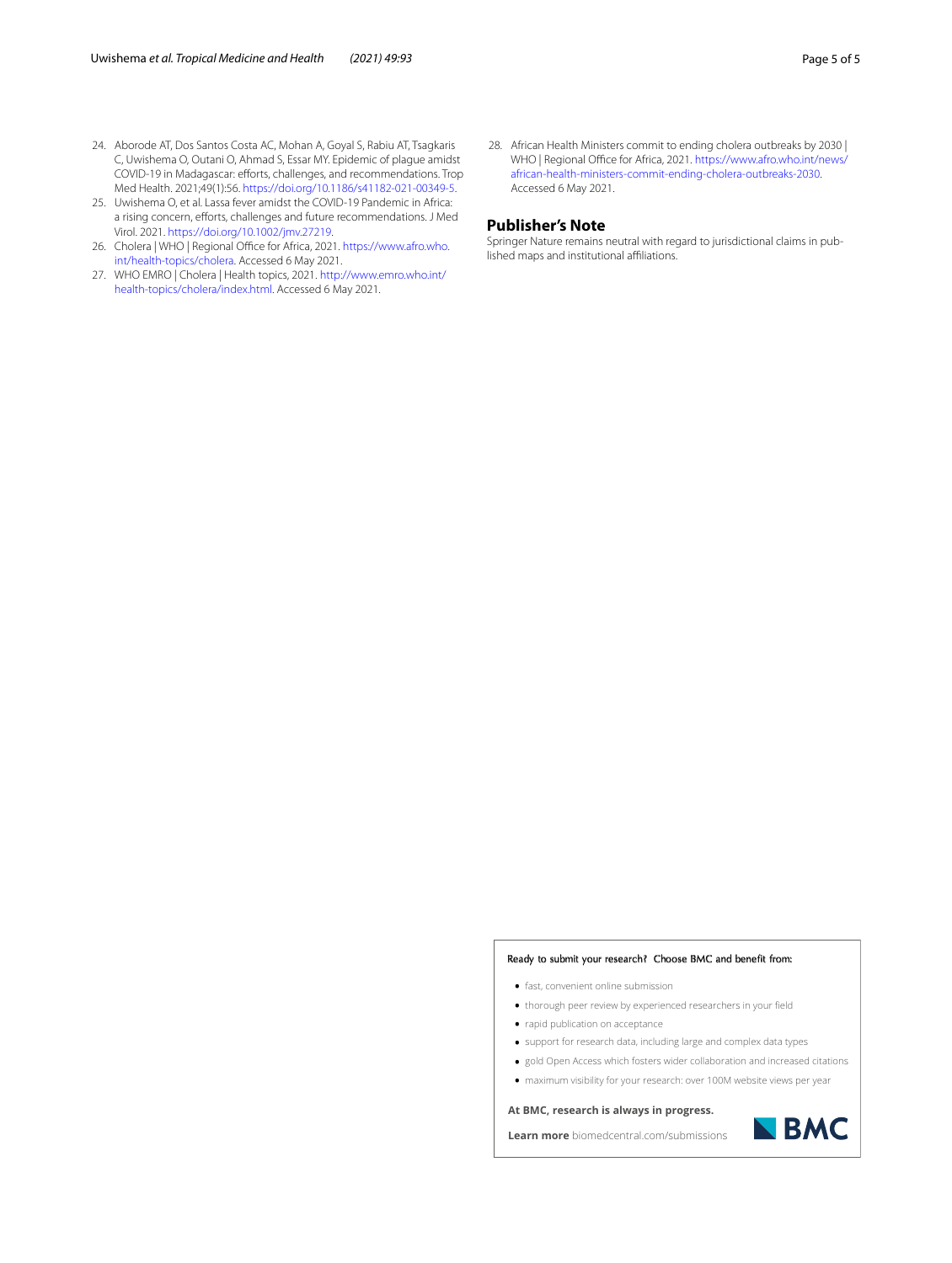24. Aborode AT, Dos Santos Costa AC, Mohan A, Goyal S, Rabiu AT, Tsagkaris C, Uwishema O, Outani O, Ahmad S, Essar MY. Epidemic of plague amidst COVID-19 in Madagascar: efforts, challenges, and recommendations. Trop Med Health. 2021;49(1):56. https://doi.org/10.1186/s41182-021-00349-5.
25. Uwishema O, et al. Lassa fever amidst the COVID-19 Pandemic in Africa: a rising concern, efforts, challenges and future recommendations. J Med Virol. 2021. https://doi.org/10.1002/jmv.27219.
26. Cholera | WHO | Regional Office for Africa, 2021. https://www.afro.who.int/health-topics/cholera. Accessed 6 May 2021.
27. WHO EMRO | Cholera | Health topics, 2021. http://www.emro.who.int/health-topics/cholera/index.html. Accessed 6 May 2021.
28. African Health Ministers commit to ending cholera outbreaks by 2030 | WHO | Regional Office for Africa, 2021. https://www.afro.who.int/news/african-health-ministers-commit-ending-cholera-outbreaks-2030. Accessed 6 May 2021.

## Publisher's Note

Springer Nature remains neutral with regard to jurisdictional claims in published maps and institutional affiliations.

Ready to submit your research? Choose BMC and benefit from:

- fast, convenient online submission
- thorough peer review by experienced researchers in your field
- rapid publication on acceptance
- support for research data, including large and complex data types
- gold Open Access which fosters wider collaboration and increased citations
- maximum visibility for your research: over 100M website views per year

**At BMC, research is always in progress.**

**Learn more** biomedcentral.com/submissions

BMC